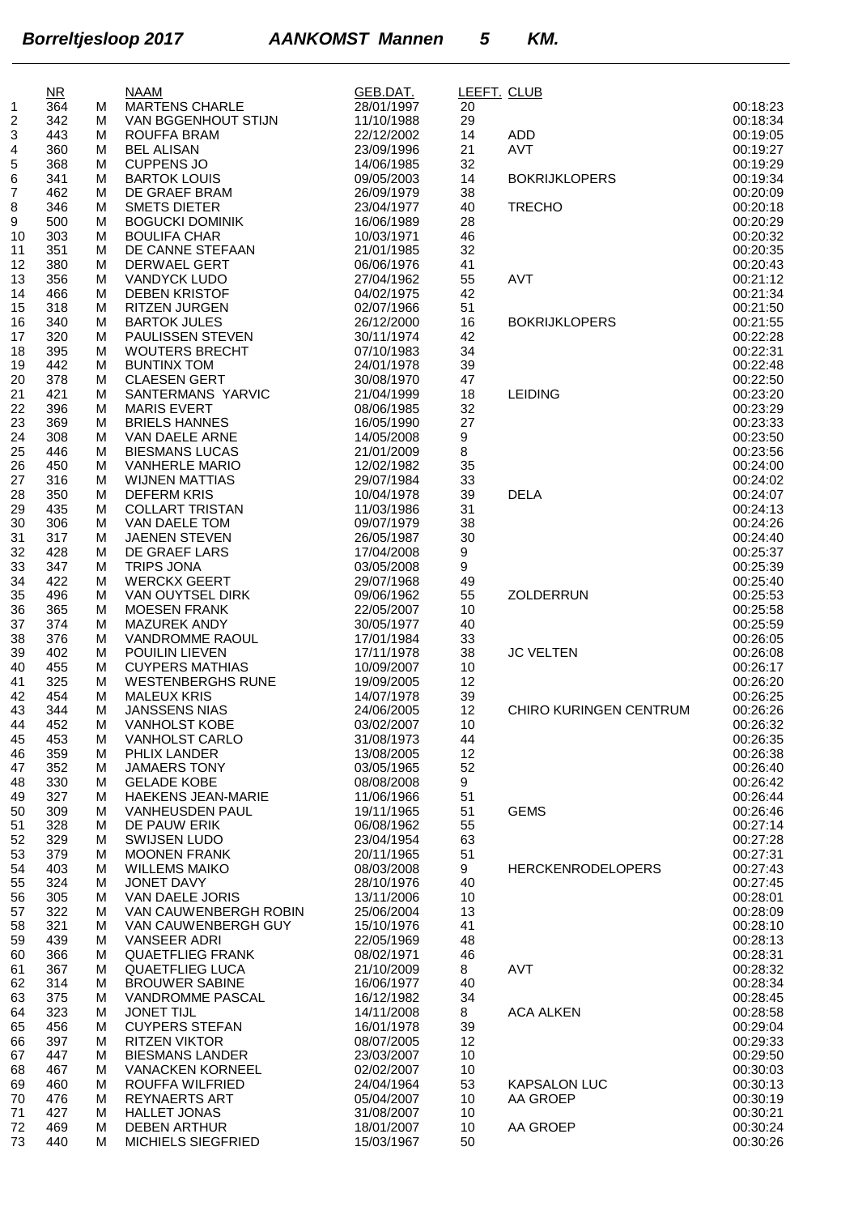# Borreltjesloop 2017 AANKOMST Mannen 5 KM.

| | NR | | NAAM | GEB.DAT. | LEEFT. | CLUB | |
|---|---|---|---|---|---|---|---|
| 1 | 364 | M | MARTENS CHARLE | 28/01/1997 | 20 | | 00:18:23 |
| 2 | 342 | M | VAN BGGENHOUT STIJN | 11/10/1988 | 29 | | 00:18:34 |
| 3 | 443 | M | ROUFFA BRAM | 22/12/2002 | 14 | ADD | 00:19:05 |
| 4 | 360 | M | BEL ALISAN | 23/09/1996 | 21 | AVT | 00:19:27 |
| 5 | 368 | M | CUPPENS JO | 14/06/1985 | 32 | | 00:19:29 |
| 6 | 341 | M | BARTOK LOUIS | 09/05/2003 | 14 | BOKRIJKLOPERS | 00:19:34 |
| 7 | 462 | M | DE GRAEF BRAM | 26/09/1979 | 38 | | 00:20:09 |
| 8 | 346 | M | SMETS DIETER | 23/04/1977 | 40 | TRECHO | 00:20:18 |
| 9 | 500 | M | BOGUCKI DOMINIK | 16/06/1989 | 28 | | 00:20:29 |
| 10 | 303 | M | BOULIFA CHAR | 10/03/1971 | 46 | | 00:20:32 |
| 11 | 351 | M | DE CANNE STEFAAN | 21/01/1985 | 32 | | 00:20:35 |
| 12 | 380 | M | DERWAEL GERT | 06/06/1976 | 41 | | 00:20:43 |
| 13 | 356 | M | VANDYCK LUDO | 27/04/1962 | 55 | AVT | 00:21:12 |
| 14 | 466 | M | DEBEN KRISTOF | 04/02/1975 | 42 | | 00:21:34 |
| 15 | 318 | M | RITZEN JURGEN | 02/07/1966 | 51 | | 00:21:50 |
| 16 | 340 | M | BARTOK JULES | 26/12/2000 | 16 | BOKRIJKLOPERS | 00:21:55 |
| 17 | 320 | M | PAULISSEN STEVEN | 30/11/1974 | 42 | | 00:22:28 |
| 18 | 395 | M | WOUTERS BRECHT | 07/10/1983 | 34 | | 00:22:31 |
| 19 | 442 | M | BUNTINX TOM | 24/01/1978 | 39 | | 00:22:48 |
| 20 | 378 | M | CLAESEN GERT | 30/08/1970 | 47 | | 00:22:50 |
| 21 | 421 | M | SANTERMANS YARVIC | 21/04/1999 | 18 | LEIDING | 00:23:20 |
| 22 | 396 | M | MARIS EVERT | 08/06/1985 | 32 | | 00:23:29 |
| 23 | 369 | M | BRIELS HANNES | 16/05/1990 | 27 | | 00:23:33 |
| 24 | 308 | M | VAN DAELE ARNE | 14/05/2008 | 9 | | 00:23:50 |
| 25 | 446 | M | BIESMANS LUCAS | 21/01/2009 | 8 | | 00:23:56 |
| 26 | 450 | M | VANHERLE MARIO | 12/02/1982 | 35 | | 00:24:00 |
| 27 | 316 | M | WIJNEN MATTIAS | 29/07/1984 | 33 | | 00:24:02 |
| 28 | 350 | M | DEFERM KRIS | 10/04/1978 | 39 | DELA | 00:24:07 |
| 29 | 435 | M | COLLART TRISTAN | 11/03/1986 | 31 | | 00:24:13 |
| 30 | 306 | M | VAN DAELE TOM | 09/07/1979 | 38 | | 00:24:26 |
| 31 | 317 | M | JAENEN STEVEN | 26/05/1987 | 30 | | 00:24:40 |
| 32 | 428 | M | DE GRAEF LARS | 17/04/2008 | 9 | | 00:25:37 |
| 33 | 347 | M | TRIPS JONA | 03/05/2008 | 9 | | 00:25:39 |
| 34 | 422 | M | WERCKX GEERT | 29/07/1968 | 49 | | 00:25:40 |
| 35 | 496 | M | VAN OUYTSEL DIRK | 09/06/1962 | 55 | ZOLDERRUN | 00:25:53 |
| 36 | 365 | M | MOESEN FRANK | 22/05/2007 | 10 | | 00:25:58 |
| 37 | 374 | M | MAZUREK ANDY | 30/05/1977 | 40 | | 00:25:59 |
| 38 | 376 | M | VANDROMME RAOUL | 17/01/1984 | 33 | | 00:26:05 |
| 39 | 402 | M | POUILIN LIEVEN | 17/11/1978 | 38 | JC VELTEN | 00:26:08 |
| 40 | 455 | M | CUYPERS MATHIAS | 10/09/2007 | 10 | | 00:26:17 |
| 41 | 325 | M | WESTENBERGHS RUNE | 19/09/2005 | 12 | | 00:26:20 |
| 42 | 454 | M | MALEUX KRIS | 14/07/1978 | 39 | | 00:26:25 |
| 43 | 344 | M | JANSSENS NIAS | 24/06/2005 | 12 | CHIRO KURINGEN CENTRUM | 00:26:26 |
| 44 | 452 | M | VANHOLST KOBE | 03/02/2007 | 10 | | 00:26:32 |
| 45 | 453 | M | VANHOLST CARLO | 31/08/1973 | 44 | | 00:26:35 |
| 46 | 359 | M | PHLIX LANDER | 13/08/2005 | 12 | | 00:26:38 |
| 47 | 352 | M | JAMAERS TONY | 03/05/1965 | 52 | | 00:26:40 |
| 48 | 330 | M | GELADE KOBE | 08/08/2008 | 9 | | 00:26:42 |
| 49 | 327 | M | HAEKENS JEAN-MARIE | 11/06/1966 | 51 | | 00:26:44 |
| 50 | 309 | M | VANHEUSDEN PAUL | 19/11/1965 | 51 | GEMS | 00:26:46 |
| 51 | 328 | M | DE PAUW ERIK | 06/08/1962 | 55 | | 00:27:14 |
| 52 | 329 | M | SWIJSEN LUDO | 23/04/1954 | 63 | | 00:27:28 |
| 53 | 379 | M | MOONEN FRANK | 20/11/1965 | 51 | | 00:27:31 |
| 54 | 403 | M | WILLEMS MAIKO | 08/03/2008 | 9 | HERCKENRODELOPERS | 00:27:43 |
| 55 | 324 | M | JONET DAVY | 28/10/1976 | 40 | | 00:27:45 |
| 56 | 305 | M | VAN DAELE JORIS | 13/11/2006 | 10 | | 00:28:01 |
| 57 | 322 | M | VAN CAUWENBERGH ROBIN | 25/06/2004 | 13 | | 00:28:09 |
| 58 | 321 | M | VAN CAUWENBERGH GUY | 15/10/1976 | 41 | | 00:28:10 |
| 59 | 439 | M | VANSEER ADRI | 22/05/1969 | 48 | | 00:28:13 |
| 60 | 366 | M | QUAETFLIEG FRANK | 08/02/1971 | 46 | | 00:28:31 |
| 61 | 367 | M | QUAETFLIEG LUCA | 21/10/2009 | 8 | AVT | 00:28:32 |
| 62 | 314 | M | BROUWER SABINE | 16/06/1977 | 40 | | 00:28:34 |
| 63 | 375 | M | VANDROMME PASCAL | 16/12/1982 | 34 | | 00:28:45 |
| 64 | 323 | M | JONET TIJL | 14/11/2008 | 8 | ACA ALKEN | 00:28:58 |
| 65 | 456 | M | CUYPERS STEFAN | 16/01/1978 | 39 | | 00:29:04 |
| 66 | 397 | M | RITZEN VIKTOR | 08/07/2005 | 12 | | 00:29:33 |
| 67 | 447 | M | BIESMANS LANDER | 23/03/2007 | 10 | | 00:29:50 |
| 68 | 467 | M | VANACKEN KORNEEL | 02/02/2007 | 10 | | 00:30:03 |
| 69 | 460 | M | ROUFFA WILFRIED | 24/04/1964 | 53 | KAPSALON LUC | 00:30:13 |
| 70 | 476 | M | REYNAERTS ART | 05/04/2007 | 10 | AA GROEP | 00:30:19 |
| 71 | 427 | M | HALLET JONAS | 31/08/2007 | 10 | | 00:30:21 |
| 72 | 469 | M | DEBEN ARTHUR | 18/01/2007 | 10 | AA GROEP | 00:30:24 |
| 73 | 440 | M | MICHIELS SIEGFRIED | 15/03/1967 | 50 | | 00:30:26 |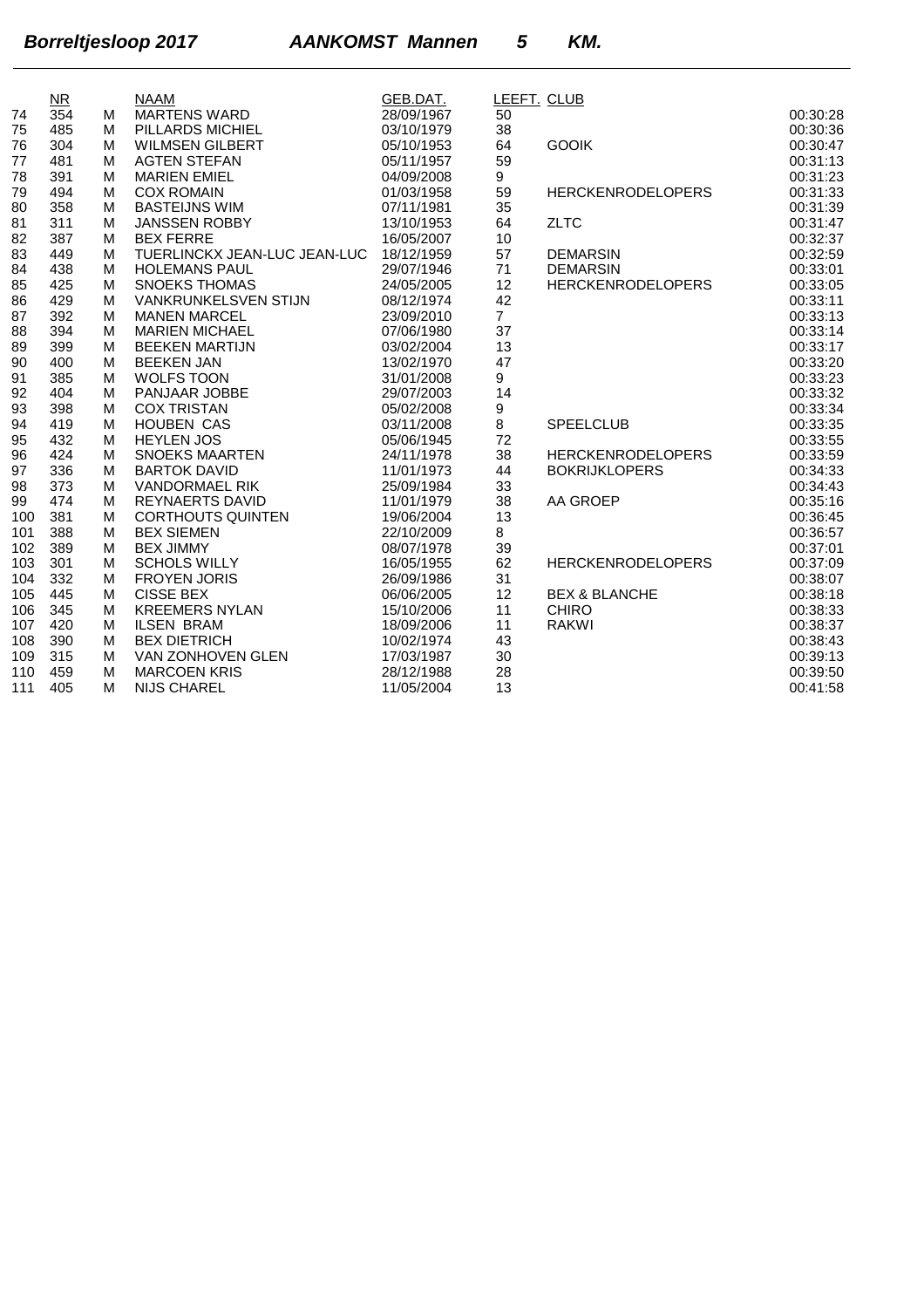**Borreltjesloop 2017 AANKOMST Mannen 5 KM.**

| | NR | | NAAM | GEB.DAT. | LEEFT. | CLUB | |
|---|---|---|---|---|---|---|---|
| 74 | 354 | M | MARTENS WARD | 28/09/1967 | 50 | | 00:30:28 |
| 75 | 485 | M | PILLARDS MICHIEL | 03/10/1979 | 38 | | 00:30:36 |
| 76 | 304 | M | WILMSEN GILBERT | 05/10/1953 | 64 | GOOIK | 00:30:47 |
| 77 | 481 | M | AGTEN STEFAN | 05/11/1957 | 59 | | 00:31:13 |
| 78 | 391 | M | MARIEN EMIEL | 04/09/2008 | 9 | | 00:31:23 |
| 79 | 494 | M | COX ROMAIN | 01/03/1958 | 59 | HERCKENRODELOPERS | 00:31:33 |
| 80 | 358 | M | BASTEIJNS WIM | 07/11/1981 | 35 | | 00:31:39 |
| 81 | 311 | M | JANSSEN ROBBY | 13/10/1953 | 64 | ZLTC | 00:31:47 |
| 82 | 387 | M | BEX FERRE | 16/05/2007 | 10 | | 00:32:37 |
| 83 | 449 | M | TUERLINCKX JEAN-LUC JEAN-LUC | 18/12/1959 | 57 | DEMARSIN | 00:32:59 |
| 84 | 438 | M | HOLEMANS PAUL | 29/07/1946 | 71 | DEMARSIN | 00:33:01 |
| 85 | 425 | M | SNOEKS THOMAS | 24/05/2005 | 12 | HERCKENRODELOPERS | 00:33:05 |
| 86 | 429 | M | VANKRUNKELSVEN STIJN | 08/12/1974 | 42 | | 00:33:11 |
| 87 | 392 | M | MANEN MARCEL | 23/09/2010 | 7 | | 00:33:13 |
| 88 | 394 | M | MARIEN MICHAEL | 07/06/1980 | 37 | | 00:33:14 |
| 89 | 399 | M | BEEKEN MARTIJN | 03/02/2004 | 13 | | 00:33:17 |
| 90 | 400 | M | BEEKEN JAN | 13/02/1970 | 47 | | 00:33:20 |
| 91 | 385 | M | WOLFS TOON | 31/01/2008 | 9 | | 00:33:23 |
| 92 | 404 | M | PANJAAR JOBBE | 29/07/2003 | 14 | | 00:33:32 |
| 93 | 398 | M | COX TRISTAN | 05/02/2008 | 9 | | 00:33:34 |
| 94 | 419 | M | HOUBEN CAS | 03/11/2008 | 8 | SPEELCLUB | 00:33:35 |
| 95 | 432 | M | HEYLEN JOS | 05/06/1945 | 72 | | 00:33:55 |
| 96 | 424 | M | SNOEKS MAARTEN | 24/11/1978 | 38 | HERCKENRODELOPERS | 00:33:59 |
| 97 | 336 | M | BARTOK DAVID | 11/01/1973 | 44 | BOKRIJKLOPERS | 00:34:33 |
| 98 | 373 | M | VANDORMAEL RIK | 25/09/1984 | 33 | | 00:34:43 |
| 99 | 474 | M | REYNAERTS DAVID | 11/01/1979 | 38 | AA GROEP | 00:35:16 |
| 100 | 381 | M | CORTHOUTS QUINTEN | 19/06/2004 | 13 | | 00:36:45 |
| 101 | 388 | M | BEX SIEMEN | 22/10/2009 | 8 | | 00:36:57 |
| 102 | 389 | M | BEX JIMMY | 08/07/1978 | 39 | | 00:37:01 |
| 103 | 301 | M | SCHOLS WILLY | 16/05/1955 | 62 | HERCKENRODELOPERS | 00:37:09 |
| 104 | 332 | M | FROYEN JORIS | 26/09/1986 | 31 | | 00:38:07 |
| 105 | 445 | M | CISSE BEX | 06/06/2005 | 12 | BEX & BLANCHE | 00:38:18 |
| 106 | 345 | M | KREEMERS NYLAN | 15/10/2006 | 11 | CHIRO | 00:38:33 |
| 107 | 420 | M | ILSEN BRAM | 18/09/2006 | 11 | RAKWI | 00:38:37 |
| 108 | 390 | M | BEX DIETRICH | 10/02/1974 | 43 | | 00:38:43 |
| 109 | 315 | M | VAN ZONHOVEN GLEN | 17/03/1987 | 30 | | 00:39:13 |
| 110 | 459 | M | MARCOEN KRIS | 28/12/1988 | 28 | | 00:39:50 |
| 111 | 405 | M | NIJS CHAREL | 11/05/2004 | 13 | | 00:41:58 |